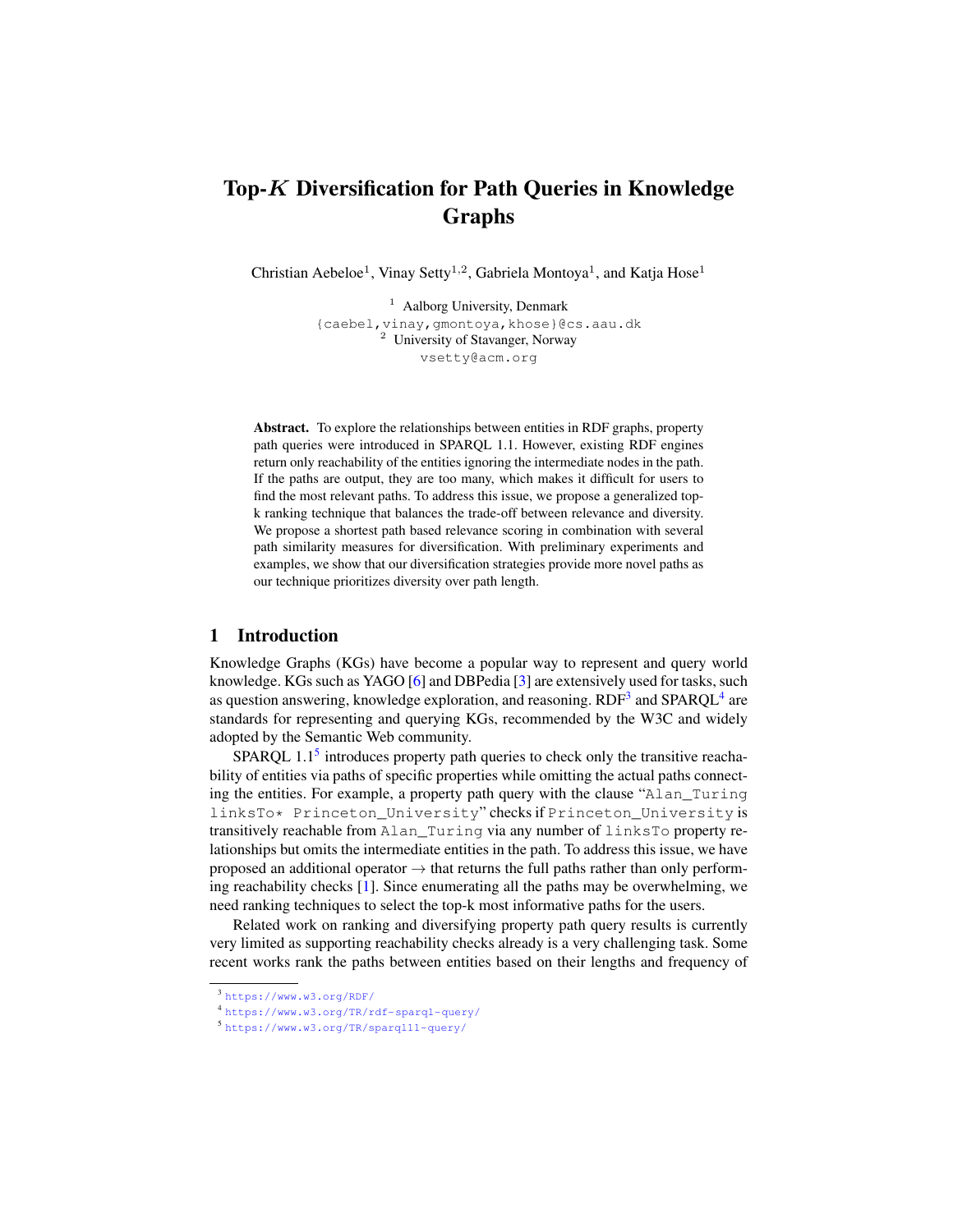# Top-$K$ Diversification for Path Queries in Knowledge Graphs

Christian Aebeloe[1], Vinay Setty[1,2], Gabriela Montoya[1], and Katja Hose[1]

[1] Aalborg University, Denmark
{caebel,vinay,gmontoya,khose}@cs.aau.dk
[2] University of Stavanger, Norway
vsetty@acm.org

**Abstract.** To explore the relationships between entities in RDF graphs, property path queries were introduced in SPARQL 1.1. However, existing RDF engines return only reachability of the entities ignoring the intermediate nodes in the path. If the paths are output, they are too many, which makes it difficult for users to find the most relevant paths. To address this issue, we propose a generalized top-k ranking technique that balances the trade-off between relevance and diversity. We propose a shortest path based relevance scoring in combination with several path similarity measures for diversification. With preliminary experiments and examples, we show that our diversification strategies provide more novel paths as our technique prioritizes diversity over path length.

## 1 Introduction

Knowledge Graphs (KGs) have become a popular way to represent and query world knowledge. KGs such as YAGO [6] and DBPedia [3] are extensively used for tasks, such as question answering, knowledge exploration, and reasoning. RDF[3] and SPARQL[4] are standards for representing and querying KGs, recommended by the W3C and widely adopted by the Semantic Web community.

SPARQL 1.1[5] introduces property path queries to check only the transitive reachability of entities via paths of specific properties while omitting the actual paths connecting the entities. For example, a property path query with the clause "`Alan_Turing linksTo* Princeton_University`" checks if `Princeton_University` is transitively reachable from `Alan_Turing` via any number of `linksTo` property relationships but omits the intermediate entities in the path. To address this issue, we have proposed an additional operator $\rightarrow$ that returns the full paths rather than only performing reachability checks [1]. Since enumerating all the paths may be overwhelming, we need ranking techniques to select the top-k most informative paths for the users.

Related work on ranking and diversifying property path query results is currently very limited as supporting reachability checks already is a very challenging task. Some recent works rank the paths between entities based on their lengths and frequency of

[3] https://www.w3.org/RDF/
[4] https://www.w3.org/TR/rdf-sparql-query/
[5] https://www.w3.org/TR/sparql11-query/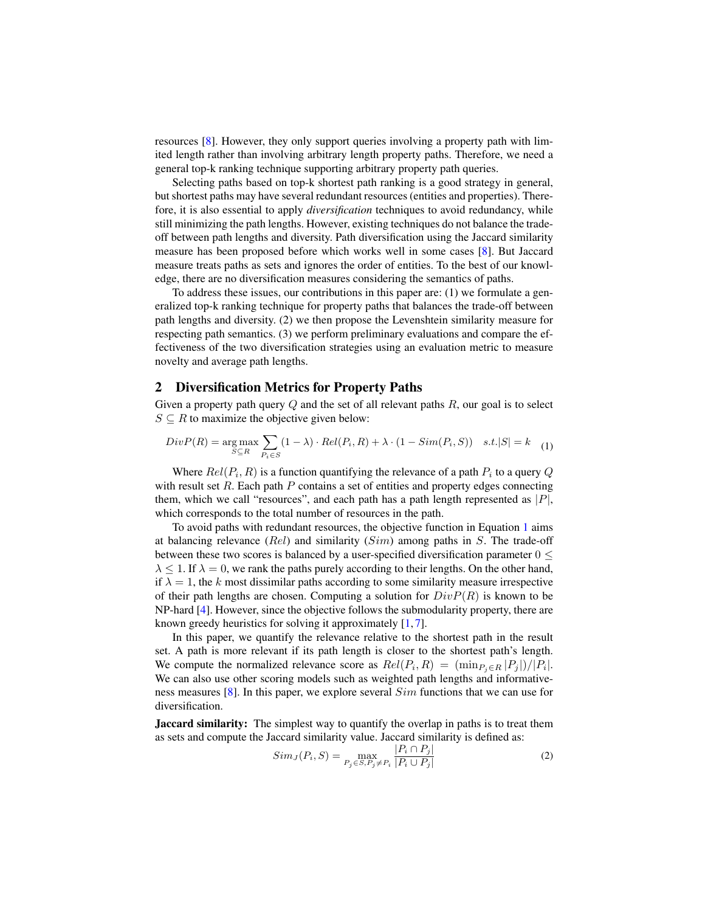resources [8]. However, they only support queries involving a property path with limited length rather than involving arbitrary length property paths. Therefore, we need a general top-k ranking technique supporting arbitrary property path queries.

Selecting paths based on top-k shortest path ranking is a good strategy in general, but shortest paths may have several redundant resources (entities and properties). Therefore, it is also essential to apply *diversification* techniques to avoid redundancy, while still minimizing the path lengths. However, existing techniques do not balance the trade-off between path lengths and diversity. Path diversification using the Jaccard similarity measure has been proposed before which works well in some cases [8]. But Jaccard measure treats paths as sets and ignores the order of entities. To the best of our knowledge, there are no diversification measures considering the semantics of paths.

To address these issues, our contributions in this paper are: (1) we formulate a generalized top-k ranking technique for property paths that balances the trade-off between path lengths and diversity. (2) we then propose the Levenshtein similarity measure for respecting path semantics. (3) we perform preliminary evaluations and compare the effectiveness of the two diversification strategies using an evaluation metric to measure novelty and average path lengths.

## 2 Diversification Metrics for Property Paths

Given a property path query $Q$ and the set of all relevant paths $R$, our goal is to select $S \subseteq R$ to maximize the objective given below:

$$DivP(R) = \underset{S \subseteq R}{\arg\max} \sum_{P_i \in S} (1-\lambda) \cdot Rel(P_i, R) + \lambda \cdot (1 - Sim(P_i, S)) \quad s.t. |S| = k \tag{1}$$

Where $Rel(P_i, R)$ is a function quantifying the relevance of a path $P_i$ to a query $Q$ with result set $R$. Each path $P$ contains a set of entities and property edges connecting them, which we call "resources", and each path has a path length represented as $|P|$, which corresponds to the total number of resources in the path.

To avoid paths with redundant resources, the objective function in Equation 1 aims at balancing relevance ($Rel$) and similarity ($Sim$) among paths in $S$. The trade-off between these two scores is balanced by a user-specified diversification parameter $0 \leq \lambda \leq 1$. If $\lambda = 0$, we rank the paths purely according to their lengths. On the other hand, if $\lambda = 1$, the $k$ most dissimilar paths according to some similarity measure irrespective of their path lengths are chosen. Computing a solution for $DivP(R)$ is known to be NP-hard [4]. However, since the objective follows the submodularity property, there are known greedy heuristics for solving it approximately [1, 7].

In this paper, we quantify the relevance relative to the shortest path in the result set. A path is more relevant if its path length is closer to the shortest path's length. We compute the normalized relevance score as $Rel(P_i, R) = (\min_{P_j \in R} |P_j|)/|P_i|$. We can also use other scoring models such as weighted path lengths and informativeness measures [8]. In this paper, we explore several $Sim$ functions that we can use for diversification.

**Jaccard similarity:** The simplest way to quantify the overlap in paths is to treat them as sets and compute the Jaccard similarity value. Jaccard similarity is defined as:

$$Sim_J(P_i, S) = \max_{P_j \in S, P_j \neq P_i} \frac{|P_i \cap P_j|}{|P_i \cup P_j|} \tag{2}$$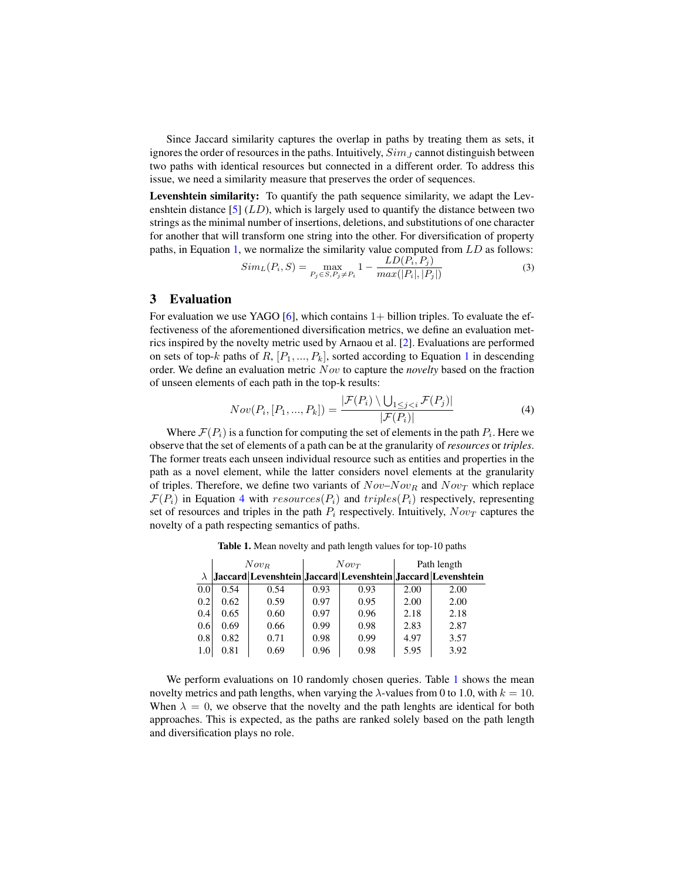Since Jaccard similarity captures the overlap in paths by treating them as sets, it ignores the order of resources in the paths. Intuitively, $Sim_J$ cannot distinguish between two paths with identical resources but connected in a different order. To address this issue, we need a similarity measure that preserves the order of sequences.

**Levenshtein similarity:** To quantify the path sequence similarity, we adapt the Levenshtein distance [5] ($LD$), which is largely used to quantify the distance between two strings as the minimal number of insertions, deletions, and substitutions of one character for another that will transform one string into the other. For diversification of property paths, in Equation 1, we normalize the similarity value computed from $LD$ as follows:

$$Sim_L(P_i, S) = \max_{P_j \in S, P_j \neq P_i} 1 - \frac{LD(P_i, P_j)}{max(|P_i|, |P_j|)} \tag{3}$$

## 3 Evaluation

For evaluation we use YAGO [6], which contains $1+$ billion triples. To evaluate the effectiveness of the aforementioned diversification metrics, we define an evaluation metrics inspired by the novelty metric used by Arnaou et al. [2]. Evaluations are performed on sets of top-$k$ paths of $R$, $[P_1, ..., P_k]$, sorted according to Equation 1 in descending order. We define an evaluation metric $Nov$ to capture the *novelty* based on the fraction of unseen elements of each path in the top-k results:

$$Nov(P_i, [P_1, ..., P_k]) = \frac{|\mathcal{F}(P_i) \setminus \bigcup_{1 \leq j < i} \mathcal{F}(P_j)|}{|\mathcal{F}(P_i)|} \tag{4}$$

Where $\mathcal{F}(P_i)$ is a function for computing the set of elements in the path $P_i$. Here we observe that the set of elements of a path can be at the granularity of *resources* or *triples*. The former treats each unseen individual resource such as entities and properties in the path as a novel element, while the latter considers novel elements at the granularity of triples. Therefore, we define two variants of $Nov$–$Nov_R$ and $Nov_T$ which replace $\mathcal{F}(P_i)$ in Equation 4 with $resources(P_i)$ and $triples(P_i)$ respectively, representing set of resources and triples in the path $P_i$ respectively. Intuitively, $Nov_T$ captures the novelty of a path respecting semantics of paths.

**Table 1.** Mean novelty and path length values for top-10 paths

| | $Nov_R$ | | $Nov_T$ | | Path length | |
|---|---|---|---|---|---|---|
| $\lambda$ | **Jaccard** | **Levenshtein** | **Jaccard** | **Levenshtein** | **Jaccard** | **Levenshtein** |
| 0.0 | 0.54 | 0.54 | 0.93 | 0.93 | 2.00 | 2.00 |
| 0.2 | 0.62 | 0.59 | 0.97 | 0.95 | 2.00 | 2.00 |
| 0.4 | 0.65 | 0.60 | 0.97 | 0.96 | 2.18 | 2.18 |
| 0.6 | 0.69 | 0.66 | 0.99 | 0.98 | 2.83 | 2.87 |
| 0.8 | 0.82 | 0.71 | 0.98 | 0.99 | 4.97 | 3.57 |
| 1.0 | 0.81 | 0.69 | 0.96 | 0.98 | 5.95 | 3.92 |

We perform evaluations on 10 randomly chosen queries. Table 1 shows the mean novelty metrics and path lengths, when varying the $\lambda$-values from 0 to 1.0, with $k = 10$. When $\lambda = 0$, we observe that the novelty and the path lenghts are identical for both approaches. This is expected, as the paths are ranked solely based on the path length and diversification plays no role.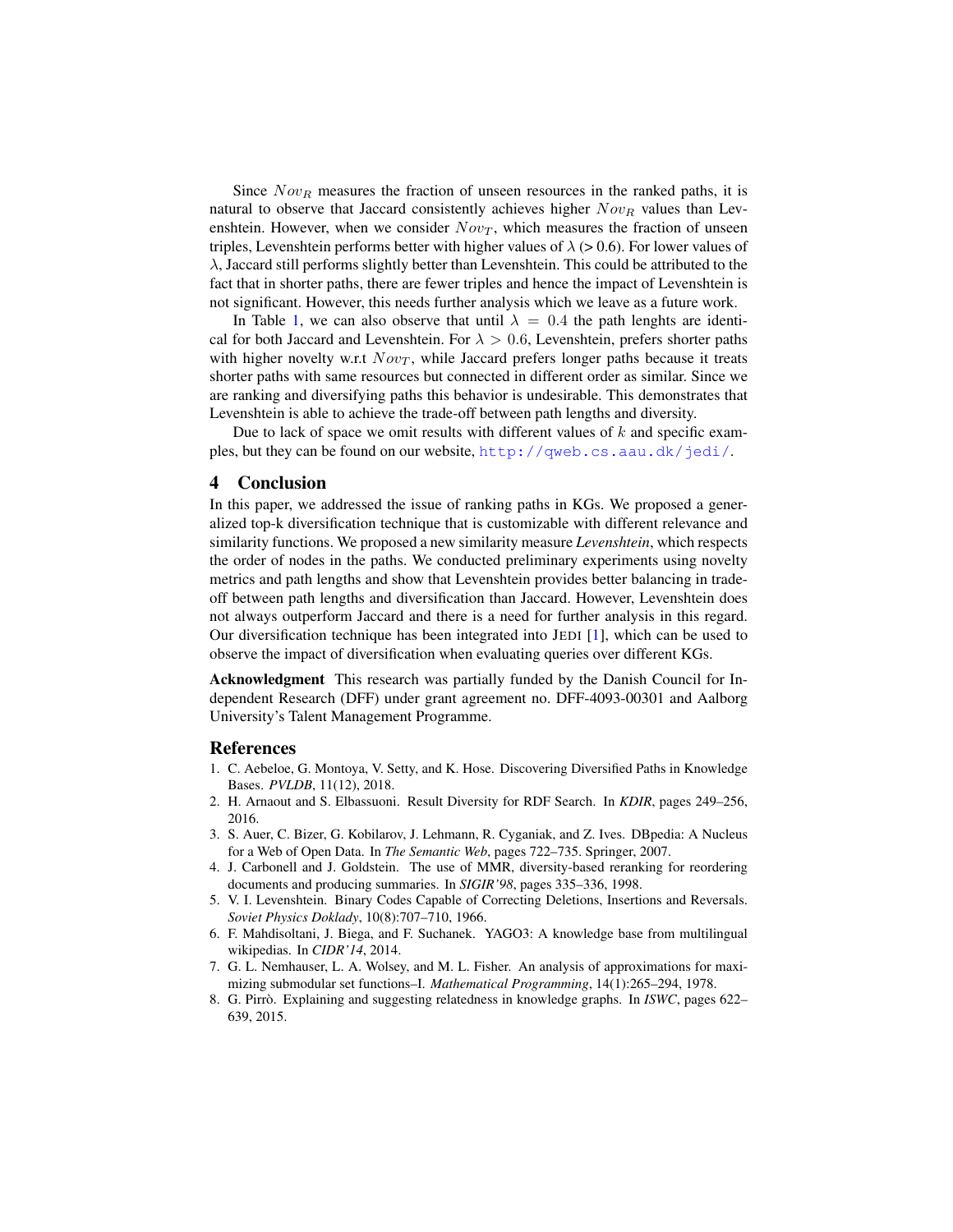Since $Nov_R$ measures the fraction of unseen resources in the ranked paths, it is natural to observe that Jaccard consistently achieves higher $Nov_R$ values than Levenshtein. However, when we consider $Nov_T$, which measures the fraction of unseen triples, Levenshtein performs better with higher values of $\lambda$ (> 0.6). For lower values of $\lambda$, Jaccard still performs slightly better than Levenshtein. This could be attributed to the fact that in shorter paths, there are fewer triples and hence the impact of Levenshtein is not significant. However, this needs further analysis which we leave as a future work.

In Table 1, we can also observe that until $\lambda = 0.4$ the path lenghts are identical for both Jaccard and Levenshtein. For $\lambda > 0.6$, Levenshtein, prefers shorter paths with higher novelty w.r.t $Nov_T$, while Jaccard prefers longer paths because it treats shorter paths with same resources but connected in different order as similar. Since we are ranking and diversifying paths this behavior is undesirable. This demonstrates that Levenshtein is able to achieve the trade-off between path lengths and diversity.

Due to lack of space we omit results with different values of $k$ and specific examples, but they can be found on our website, http://qweb.cs.aau.dk/jedi/.

## 4 Conclusion

In this paper, we addressed the issue of ranking paths in KGs. We proposed a generalized top-k diversification technique that is customizable with different relevance and similarity functions. We proposed a new similarity measure *Levenshtein*, which respects the order of nodes in the paths. We conducted preliminary experiments using novelty metrics and path lengths and show that Levenshtein provides better balancing in trade-off between path lengths and diversification than Jaccard. However, Levenshtein does not always outperform Jaccard and there is a need for further analysis in this regard. Our diversification technique has been integrated into JEDI [1], which can be used to observe the impact of diversification when evaluating queries over different KGs.

**Acknowledgment** This research was partially funded by the Danish Council for Independent Research (DFF) under grant agreement no. DFF-4093-00301 and Aalborg University's Talent Management Programme.

## References

1. C. Aebeloe, G. Montoya, V. Setty, and K. Hose. Discovering Diversified Paths in Knowledge Bases. *PVLDB*, 11(12), 2018.
2. H. Arnaout and S. Elbassuoni. Result Diversity for RDF Search. In *KDIR*, pages 249–256, 2016.
3. S. Auer, C. Bizer, G. Kobilarov, J. Lehmann, R. Cyganiak, and Z. Ives. DBpedia: A Nucleus for a Web of Open Data. In *The Semantic Web*, pages 722–735. Springer, 2007.
4. J. Carbonell and J. Goldstein. The use of MMR, diversity-based reranking for reordering documents and producing summaries. In *SIGIR'98*, pages 335–336, 1998.
5. V. I. Levenshtein. Binary Codes Capable of Correcting Deletions, Insertions and Reversals. *Soviet Physics Doklady*, 10(8):707–710, 1966.
6. F. Mahdisoltani, J. Biega, and F. Suchanek. YAGO3: A knowledge base from multilingual wikipedias. In *CIDR'14*, 2014.
7. G. L. Nemhauser, L. A. Wolsey, and M. L. Fisher. An analysis of approximations for maximizing submodular set functions–I. *Mathematical Programming*, 14(1):265–294, 1978.
8. G. Pirrò. Explaining and suggesting relatedness in knowledge graphs. In *ISWC*, pages 622–639, 2015.